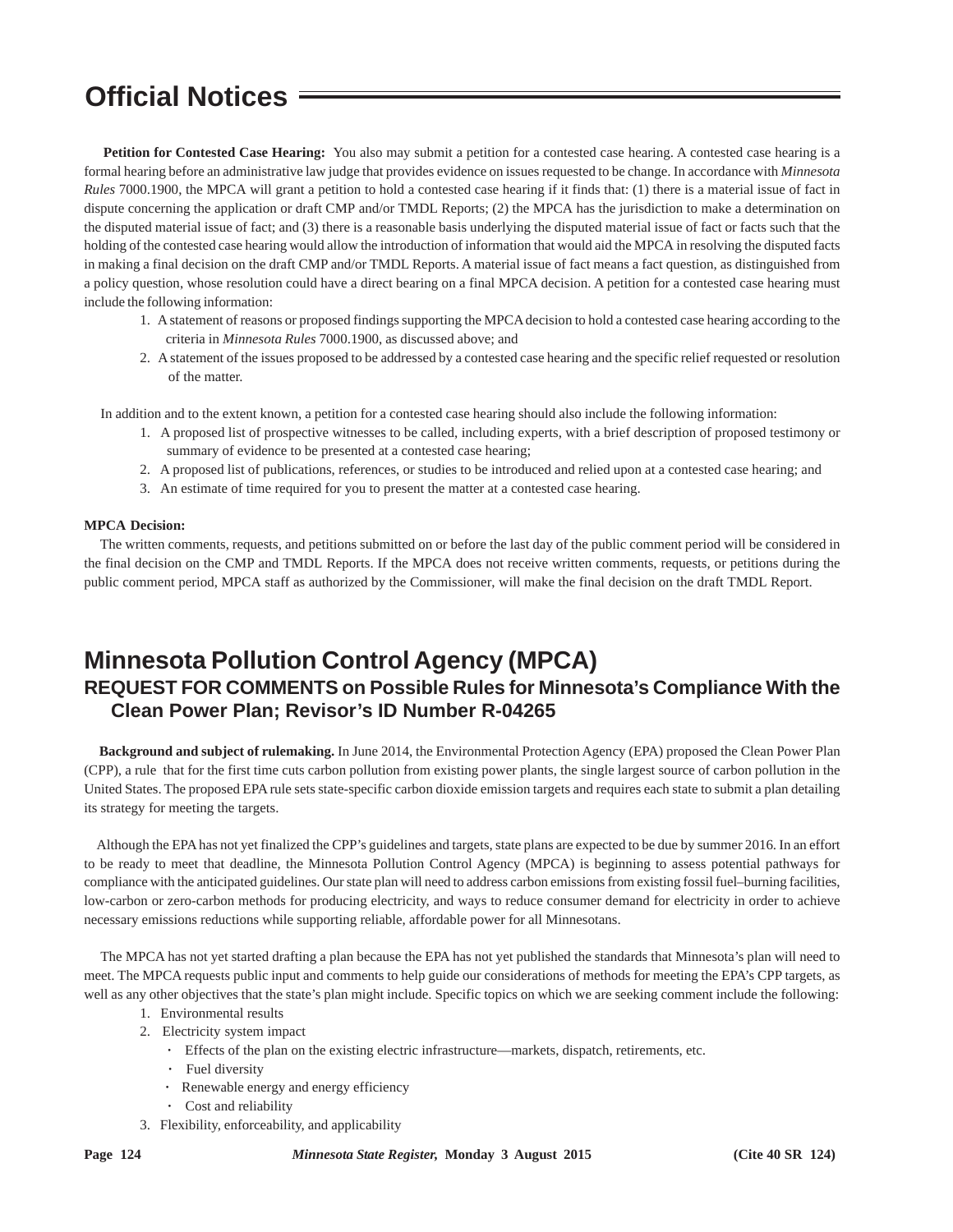# Official Notices

**Petition for Contested Case Hearing:** You also may submit a petition for a contested case hearing. A contested case hearing is a formal hearing before an administrative law judge that provides evidence on issues requested to be change. In accordance with *Minnesota Rules* 7000.1900, the MPCA will grant a petition to hold a contested case hearing if it finds that: (1) there is a material issue of fact in dispute concerning the application or draft CMP and/or TMDL Reports; (2) the MPCA has the jurisdiction to make a determination on the disputed material issue of fact; and (3) there is a reasonable basis underlying the disputed material issue of fact or facts such that the holding of the contested case hearing would allow the introduction of information that would aid the MPCA in resolving the disputed facts in making a final decision on the draft CMP and/or TMDL Reports. A material issue of fact means a fact question, as distinguished from a policy question, whose resolution could have a direct bearing on a final MPCA decision. A petition for a contested case hearing must include the following information:

1. A statement of reasons or proposed findings supporting the MPCA decision to hold a contested case hearing according to the criteria in *Minnesota Rules* 7000.1900, as discussed above; and
2. A statement of the issues proposed to be addressed by a contested case hearing and the specific relief requested or resolution of the matter.

In addition and to the extent known, a petition for a contested case hearing should also include the following information:

1. A proposed list of prospective witnesses to be called, including experts, with a brief description of proposed testimony or summary of evidence to be presented at a contested case hearing;
2. A proposed list of publications, references, or studies to be introduced and relied upon at a contested case hearing; and
3. An estimate of time required for you to present the matter at a contested case hearing.

**MPCA Decision:**

The written comments, requests, and petitions submitted on or before the last day of the public comment period will be considered in the final decision on the CMP and TMDL Reports. If the MPCA does not receive written comments, requests, or petitions during the public comment period, MPCA staff as authorized by the Commissioner, will make the final decision on the draft TMDL Report.

## Minnesota Pollution Control Agency (MPCA)

### REQUEST FOR COMMENTS on Possible Rules for Minnesota's Compliance With the Clean Power Plan; Revisor's ID Number R-04265

**Background and subject of rulemaking.** In June 2014, the Environmental Protection Agency (EPA) proposed the Clean Power Plan (CPP), a rule that for the first time cuts carbon pollution from existing power plants, the single largest source of carbon pollution in the United States. The proposed EPA rule sets state-specific carbon dioxide emission targets and requires each state to submit a plan detailing its strategy for meeting the targets.

Although the EPA has not yet finalized the CPP's guidelines and targets, state plans are expected to be due by summer 2016. In an effort to be ready to meet that deadline, the Minnesota Pollution Control Agency (MPCA) is beginning to assess potential pathways for compliance with the anticipated guidelines. Our state plan will need to address carbon emissions from existing fossil fuel–burning facilities, low-carbon or zero-carbon methods for producing electricity, and ways to reduce consumer demand for electricity in order to achieve necessary emissions reductions while supporting reliable, affordable power for all Minnesotans.

The MPCA has not yet started drafting a plan because the EPA has not yet published the standards that Minnesota's plan will need to meet. The MPCA requests public input and comments to help guide our considerations of methods for meeting the EPA's CPP targets, as well as any other objectives that the state's plan might include. Specific topics on which we are seeking comment include the following:

1. Environmental results
2. Electricity system impact
   - Effects of the plan on the existing electric infrastructure—markets, dispatch, retirements, etc.
   - Fuel diversity
   - Renewable energy and energy efficiency
   - Cost and reliability
3. Flexibility, enforceability, and applicability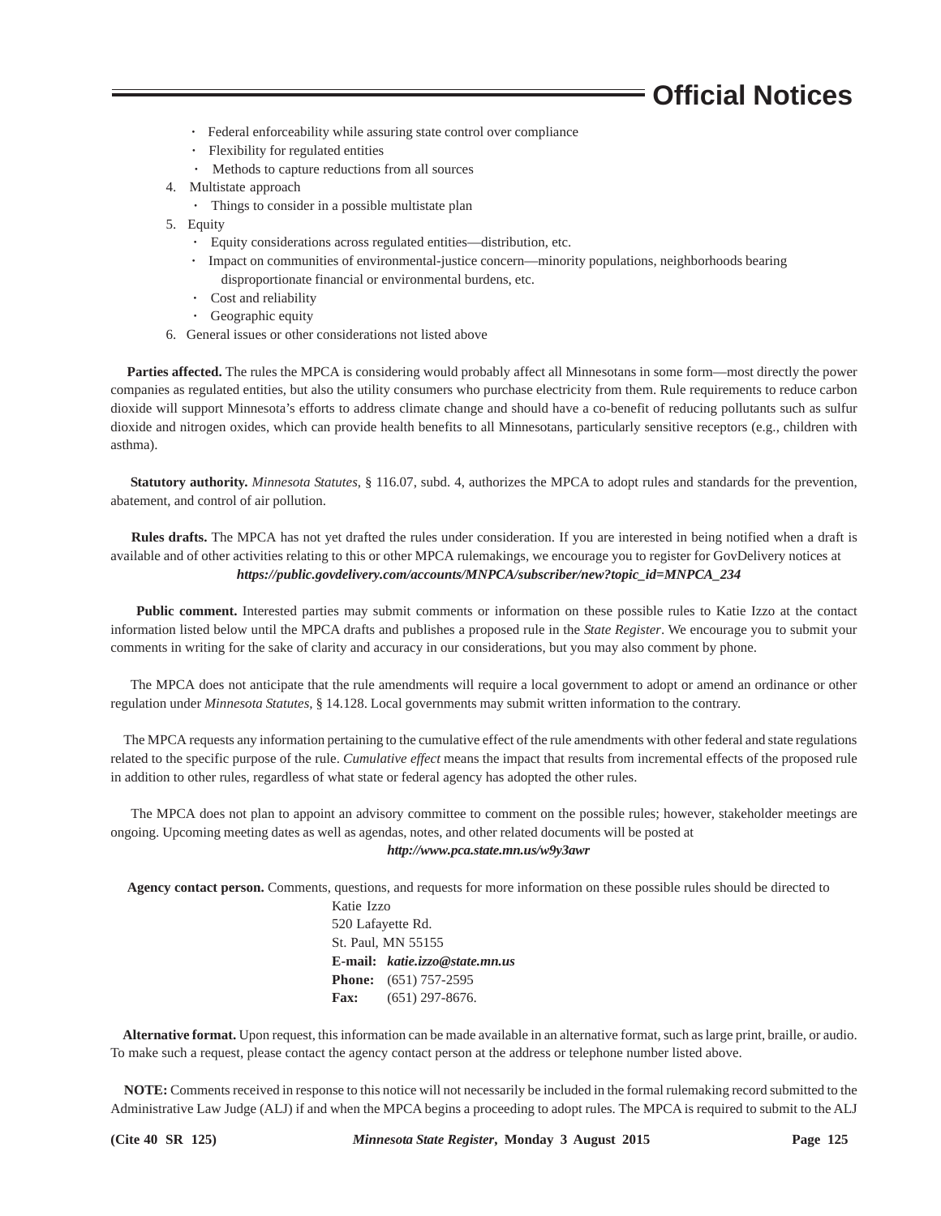- Federal enforceability while assuring state control over compliance
- Flexibility for regulated entities
- Methods to capture reductions from all sources

4. Multistate approach
   - Things to consider in a possible multistate plan
5. Equity
   - Equity considerations across regulated entities—distribution, etc.
   - Impact on communities of environmental-justice concern—minority populations, neighborhoods bearing disproportionate financial or environmental burdens, etc.
   - Cost and reliability
   - Geographic equity
6. General issues or other considerations not listed above

**Parties affected.** The rules the MPCA is considering would probably affect all Minnesotans in some form—most directly the power companies as regulated entities, but also the utility consumers who purchase electricity from them. Rule requirements to reduce carbon dioxide will support Minnesota's efforts to address climate change and should have a co-benefit of reducing pollutants such as sulfur dioxide and nitrogen oxides, which can provide health benefits to all Minnesotans, particularly sensitive receptors (e.g., children with asthma).

**Statutory authority.** *Minnesota Statutes*, § 116.07, subd. 4, authorizes the MPCA to adopt rules and standards for the prevention, abatement, and control of air pollution.

**Rules drafts.** The MPCA has not yet drafted the rules under consideration. If you are interested in being notified when a draft is available and of other activities relating to this or other MPCA rulemakings, we encourage you to register for GovDelivery notices at

***https://public.govdelivery.com/accounts/MNPCA/subscriber/new?topic_id=MNPCA_234***

**Public comment.** Interested parties may submit comments or information on these possible rules to Katie Izzo at the contact information listed below until the MPCA drafts and publishes a proposed rule in the *State Register*. We encourage you to submit your comments in writing for the sake of clarity and accuracy in our considerations, but you may also comment by phone.

The MPCA does not anticipate that the rule amendments will require a local government to adopt or amend an ordinance or other regulation under *Minnesota Statutes*, § 14.128. Local governments may submit written information to the contrary.

The MPCA requests any information pertaining to the cumulative effect of the rule amendments with other federal and state regulations related to the specific purpose of the rule. *Cumulative effect* means the impact that results from incremental effects of the proposed rule in addition to other rules, regardless of what state or federal agency has adopted the other rules.

The MPCA does not plan to appoint an advisory committee to comment on the possible rules; however, stakeholder meetings are ongoing. Upcoming meeting dates as well as agendas, notes, and other related documents will be posted at

***http://www.pca.state.mn.us/w9y3awr***

**Agency contact person.** Comments, questions, and requests for more information on these possible rules should be directed to

Katie Izzo
520 Lafayette Rd.
St. Paul, MN 55155
**E-mail:** ***katie.izzo@state.mn.us***
**Phone:** (651) 757-2595
**Fax:** (651) 297-8676.

**Alternative format.** Upon request, this information can be made available in an alternative format, such as large print, braille, or audio. To make such a request, please contact the agency contact person at the address or telephone number listed above.

**NOTE:** Comments received in response to this notice will not necessarily be included in the formal rulemaking record submitted to the Administrative Law Judge (ALJ) if and when the MPCA begins a proceeding to adopt rules. The MPCA is required to submit to the ALJ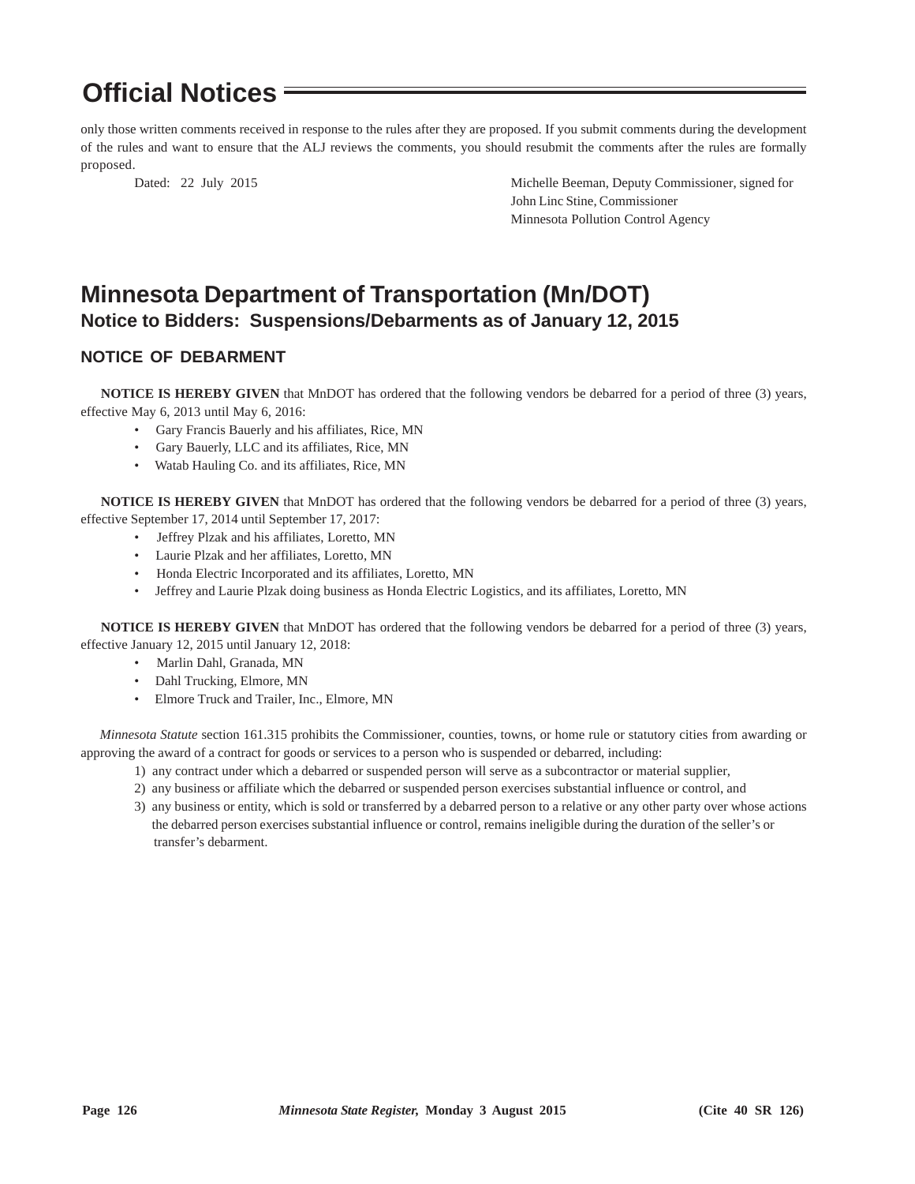# Official Notices

only those written comments received in response to the rules after they are proposed. If you submit comments during the development of the rules and want to ensure that the ALJ reviews the comments, you should resubmit the comments after the rules are formally proposed.

Dated: 22 July 2015

Michelle Beeman, Deputy Commissioner, signed for
John Linc Stine, Commissioner
Minnesota Pollution Control Agency

## Minnesota Department of Transportation (Mn/DOT)

### Notice to Bidders: Suspensions/Debarments as of January 12, 2015

#### NOTICE OF DEBARMENT

**NOTICE IS HEREBY GIVEN** that MnDOT has ordered that the following vendors be debarred for a period of three (3) years, effective May 6, 2013 until May 6, 2016:

- Gary Francis Bauerly and his affiliates, Rice, MN
- Gary Bauerly, LLC and its affiliates, Rice, MN
- Watab Hauling Co. and its affiliates, Rice, MN

**NOTICE IS HEREBY GIVEN** that MnDOT has ordered that the following vendors be debarred for a period of three (3) years, effective September 17, 2014 until September 17, 2017:

- Jeffrey Plzak and his affiliates, Loretto, MN
- Laurie Plzak and her affiliates, Loretto, MN
- Honda Electric Incorporated and its affiliates, Loretto, MN
- Jeffrey and Laurie Plzak doing business as Honda Electric Logistics, and its affiliates, Loretto, MN

**NOTICE IS HEREBY GIVEN** that MnDOT has ordered that the following vendors be debarred for a period of three (3) years, effective January 12, 2015 until January 12, 2018:

- Marlin Dahl, Granada, MN
- Dahl Trucking, Elmore, MN
- Elmore Truck and Trailer, Inc., Elmore, MN

*Minnesota Statute* section 161.315 prohibits the Commissioner, counties, towns, or home rule or statutory cities from awarding or approving the award of a contract for goods or services to a person who is suspended or debarred, including:

1) any contract under which a debarred or suspended person will serve as a subcontractor or material supplier,
2) any business or affiliate which the debarred or suspended person exercises substantial influence or control, and
3) any business or entity, which is sold or transferred by a debarred person to a relative or any other party over whose actions the debarred person exercises substantial influence or control, remains ineligible during the duration of the seller's or transfer's debarment.